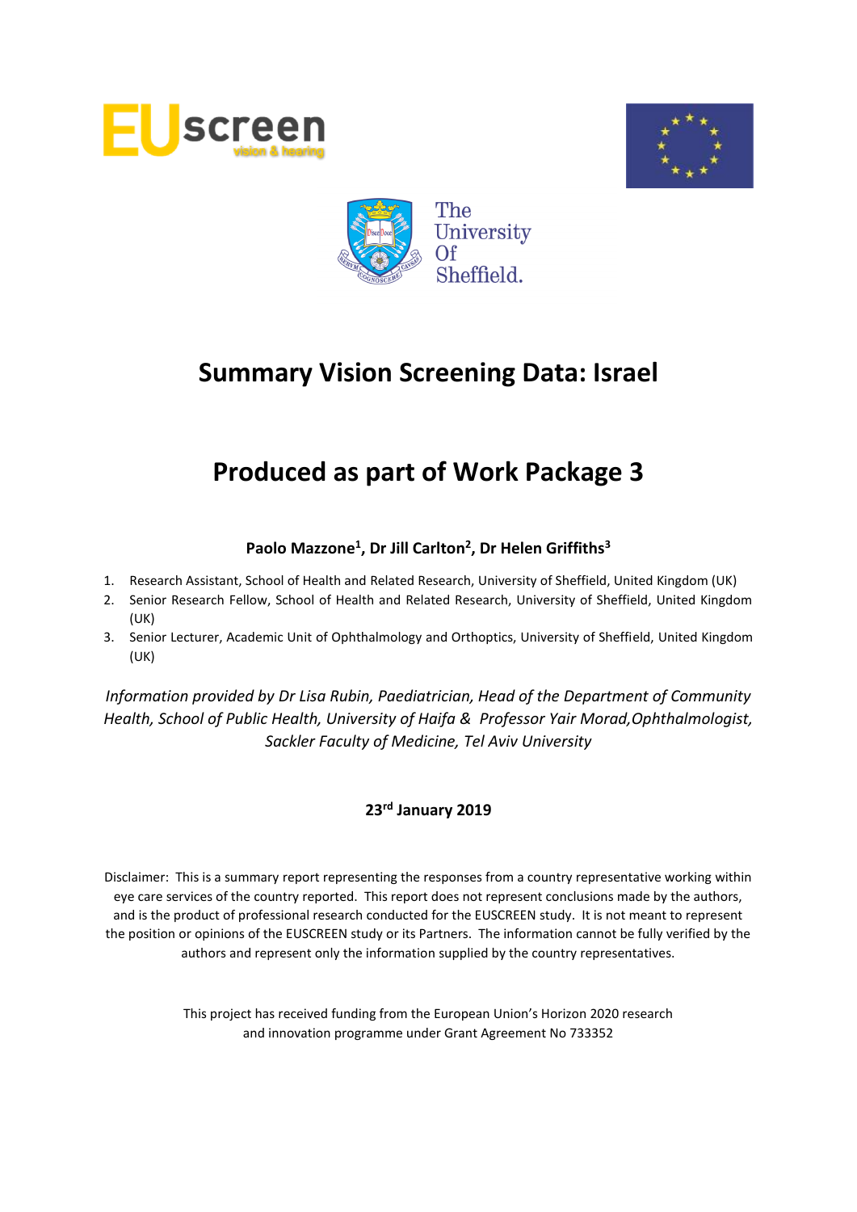# Summary Vision Screening Data: Israel

# Produced as part of Work Package 3

**Paolo Mazzone[1], Dr Jill Carlton[2], Dr Helen Griffiths[3]**

1. Research Assistant, School of Health and Related Research, University of Sheffield, United Kingdom (UK)
2. Senior Research Fellow, School of Health and Related Research, University of Sheffield, United Kingdom (UK)
3. Senior Lecturer, Academic Unit of Ophthalmology and Orthoptics, University of Sheffield, United Kingdom (UK)

*Information provided by Dr Lisa Rubin, Paediatrician, Head of the Department of Community Health, School of Public Health, University of Haifa & Professor Yair Morad,Ophthalmologist, Sackler Faculty of Medicine, Tel Aviv University*

**23rd January 2019**

Disclaimer: This is a summary report representing the responses from a country representative working within eye care services of the country reported. This report does not represent conclusions made by the authors, and is the product of professional research conducted for the EUSCREEN study. It is not meant to represent the position or opinions of the EUSCREEN study or its Partners. The information cannot be fully verified by the authors and represent only the information supplied by the country representatives.

This project has received funding from the European Union's Horizon 2020 research and innovation programme under Grant Agreement No 733352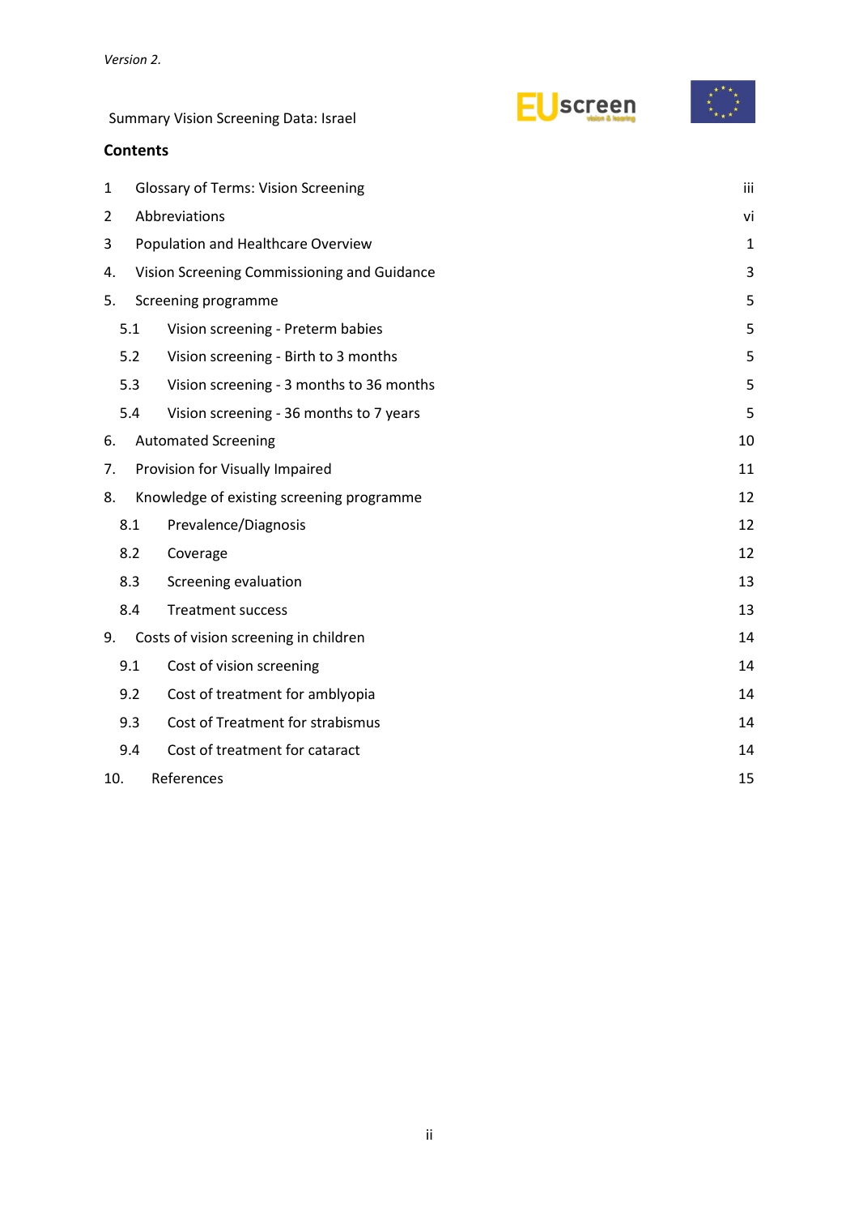Summary Vision Screening Data: Israel

## Contents

| | | |
|---|---|---|
| 1 | Glossary of Terms: Vision Screening | iii |
| 2 | Abbreviations | vi |
| 3 | Population and Healthcare Overview | 1 |
| 4. | Vision Screening Commissioning and Guidance | 3 |
| 5. | Screening programme | 5 |
| 5.1 | Vision screening - Preterm babies | 5 |
| 5.2 | Vision screening - Birth to 3 months | 5 |
| 5.3 | Vision screening - 3 months to 36 months | 5 |
| 5.4 | Vision screening - 36 months to 7 years | 5 |
| 6. | Automated Screening | 10 |
| 7. | Provision for Visually Impaired | 11 |
| 8. | Knowledge of existing screening programme | 12 |
| 8.1 | Prevalence/Diagnosis | 12 |
| 8.2 | Coverage | 12 |
| 8.3 | Screening evaluation | 13 |
| 8.4 | Treatment success | 13 |
| 9. | Costs of vision screening in children | 14 |
| 9.1 | Cost of vision screening | 14 |
| 9.2 | Cost of treatment for amblyopia | 14 |
| 9.3 | Cost of Treatment for strabismus | 14 |
| 9.4 | Cost of treatment for cataract | 14 |
| 10. | References | 15 |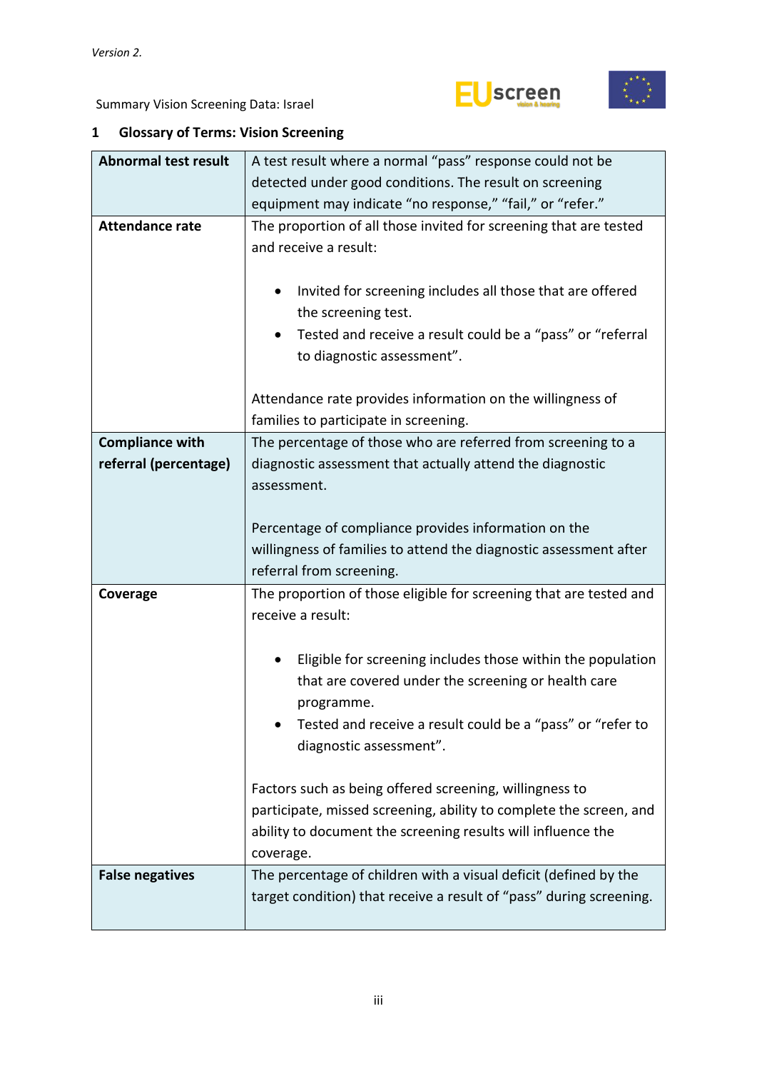## 1 Glossary of Terms: Vision Screening

| | |
|---|---|
| **Abnormal test result** | A test result where a normal "pass" response could not be detected under good conditions. The result on screening equipment may indicate "no response," "fail," or "refer." |
| **Attendance rate** | The proportion of all those invited for screening that are tested and receive a result:<br><br>• Invited for screening includes all those that are offered the screening test.<br>• Tested and receive a result could be a "pass" or "referral to diagnostic assessment".<br><br>Attendance rate provides information on the willingness of families to participate in screening. |
| **Compliance with referral (percentage)** | The percentage of those who are referred from screening to a diagnostic assessment that actually attend the diagnostic assessment.<br><br>Percentage of compliance provides information on the willingness of families to attend the diagnostic assessment after referral from screening. |
| **Coverage** | The proportion of those eligible for screening that are tested and receive a result:<br><br>• Eligible for screening includes those within the population that are covered under the screening or health care programme.<br>• Tested and receive a result could be a "pass" or "refer to diagnostic assessment".<br><br>Factors such as being offered screening, willingness to participate, missed screening, ability to complete the screen, and ability to document the screening results will influence the coverage. |
| **False negatives** | The percentage of children with a visual deficit (defined by the target condition) that receive a result of "pass" during screening. |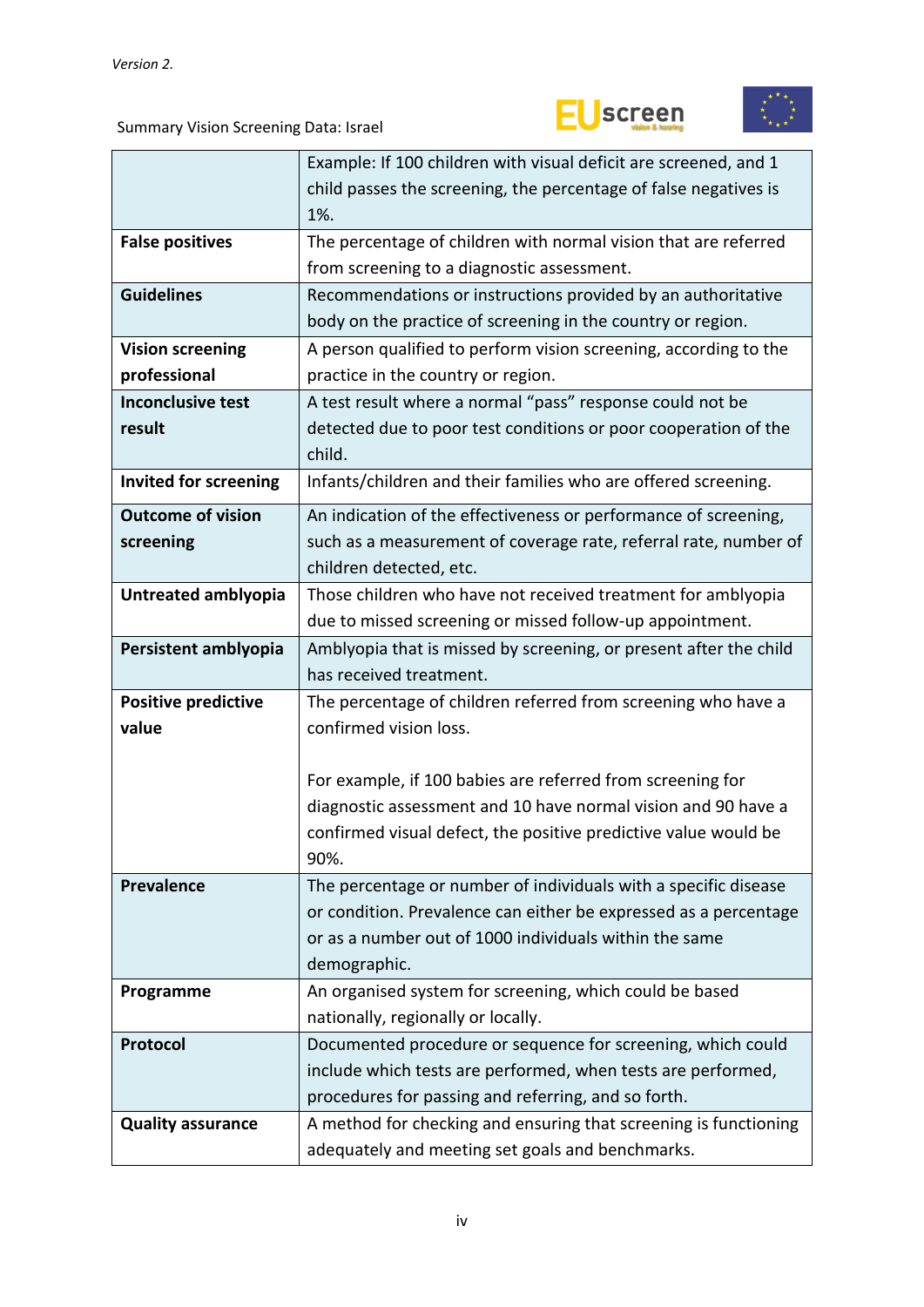| | |
|---|---|
| | Example: If 100 children with visual deficit are screened, and 1 child passes the screening, the percentage of false negatives is 1%. |
| **False positives** | The percentage of children with normal vision that are referred from screening to a diagnostic assessment. |
| **Guidelines** | Recommendations or instructions provided by an authoritative body on the practice of screening in the country or region. |
| **Vision screening professional** | A person qualified to perform vision screening, according to the practice in the country or region. |
| **Inconclusive test result** | A test result where a normal “pass” response could not be detected due to poor test conditions or poor cooperation of the child. |
| **Invited for screening** | Infants/children and their families who are offered screening. |
| **Outcome of vision screening** | An indication of the effectiveness or performance of screening, such as a measurement of coverage rate, referral rate, number of children detected, etc. |
| **Untreated amblyopia** | Those children who have not received treatment for amblyopia due to missed screening or missed follow-up appointment. |
| **Persistent amblyopia** | Amblyopia that is missed by screening, or present after the child has received treatment. |
| **Positive predictive value** | The percentage of children referred from screening who have a confirmed vision loss.<br><br>For example, if 100 babies are referred from screening for diagnostic assessment and 10 have normal vision and 90 have a confirmed visual defect, the positive predictive value would be 90%. |
| **Prevalence** | The percentage or number of individuals with a specific disease or condition. Prevalence can either be expressed as a percentage or as a number out of 1000 individuals within the same demographic. |
| **Programme** | An organised system for screening, which could be based nationally, regionally or locally. |
| **Protocol** | Documented procedure or sequence for screening, which could include which tests are performed, when tests are performed, procedures for passing and referring, and so forth. |
| **Quality assurance** | A method for checking and ensuring that screening is functioning adequately and meeting set goals and benchmarks. |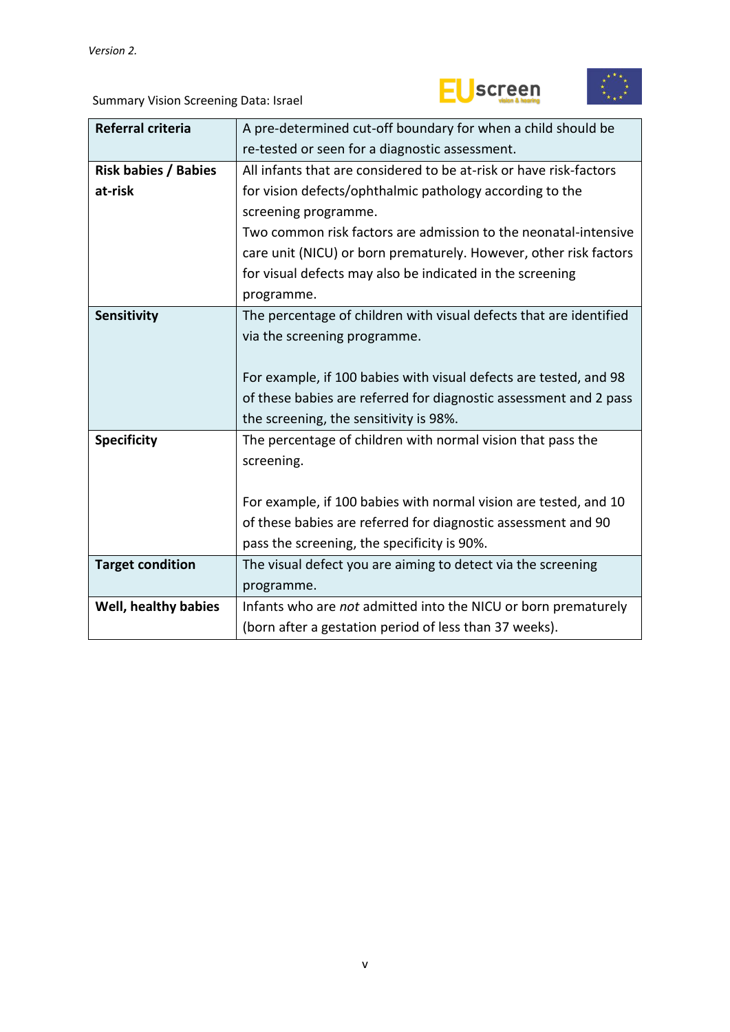| Referral criteria | A pre-determined cut-off boundary for when a child should be re-tested or seen for a diagnostic assessment. |
|---|---|
| **Risk babies / Babies at-risk** | All infants that are considered to be at-risk or have risk-factors for vision defects/ophthalmic pathology according to the screening programme.<br>Two common risk factors are admission to the neonatal-intensive care unit (NICU) or born prematurely. However, other risk factors for visual defects may also be indicated in the screening programme. |
| **Sensitivity** | The percentage of children with visual defects that are identified via the screening programme.<br><br>For example, if 100 babies with visual defects are tested, and 98 of these babies are referred for diagnostic assessment and 2 pass the screening, the sensitivity is 98%. |
| **Specificity** | The percentage of children with normal vision that pass the screening.<br><br>For example, if 100 babies with normal vision are tested, and 10 of these babies are referred for diagnostic assessment and 90 pass the screening, the specificity is 90%. |
| **Target condition** | The visual defect you are aiming to detect via the screening programme. |
| **Well, healthy babies** | Infants who are *not* admitted into the NICU or born prematurely (born after a gestation period of less than 37 weeks). |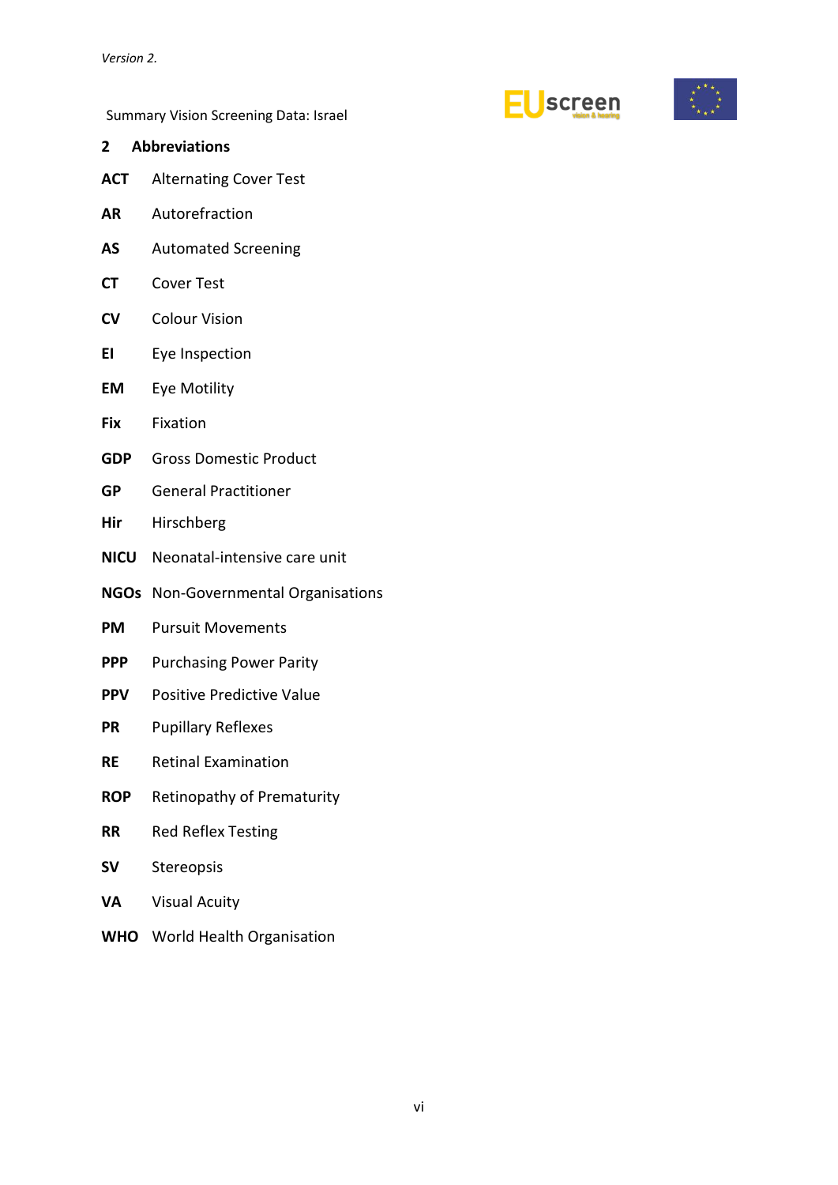## 2 Abbreviations

**ACT** Alternating Cover Test

**AR** Autorefraction

**AS** Automated Screening

**CT** Cover Test

**CV** Colour Vision

**EI** Eye Inspection

**EM** Eye Motility

**Fix** Fixation

**GDP** Gross Domestic Product

**GP** General Practitioner

**Hir** Hirschberg

**NICU** Neonatal-intensive care unit

**NGOs** Non-Governmental Organisations

**PM** Pursuit Movements

**PPP** Purchasing Power Parity

**PPV** Positive Predictive Value

**PR** Pupillary Reflexes

**RE** Retinal Examination

**ROP** Retinopathy of Prematurity

**RR** Red Reflex Testing

**SV** Stereopsis

**VA** Visual Acuity

**WHO** World Health Organisation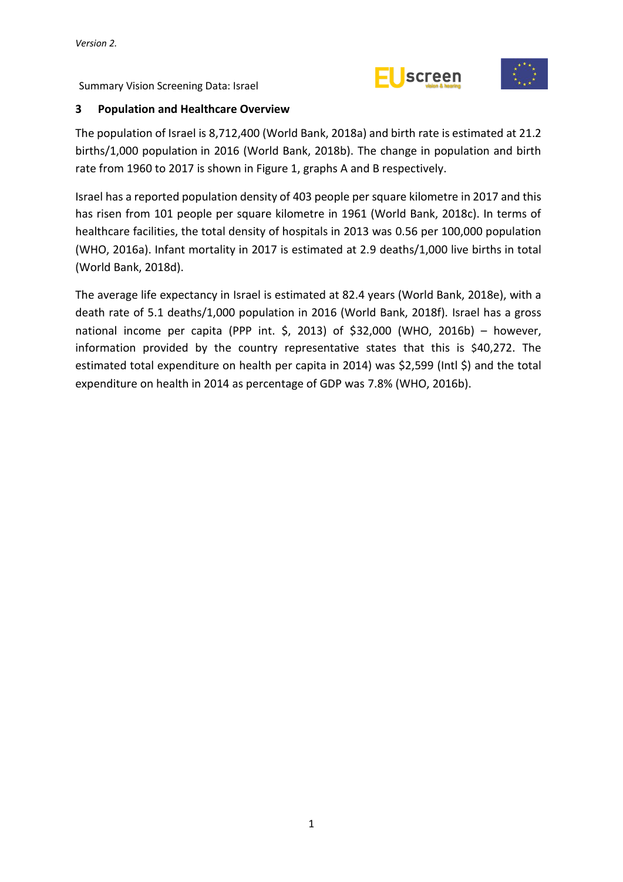## 3 Population and Healthcare Overview

The population of Israel is 8,712,400 (World Bank, 2018a) and birth rate is estimated at 21.2 births/1,000 population in 2016 (World Bank, 2018b). The change in population and birth rate from 1960 to 2017 is shown in Figure 1, graphs A and B respectively.

Israel has a reported population density of 403 people per square kilometre in 2017 and this has risen from 101 people per square kilometre in 1961 (World Bank, 2018c). In terms of healthcare facilities, the total density of hospitals in 2013 was 0.56 per 100,000 population (WHO, 2016a). Infant mortality in 2017 is estimated at 2.9 deaths/1,000 live births in total (World Bank, 2018d).

The average life expectancy in Israel is estimated at 82.4 years (World Bank, 2018e), with a death rate of 5.1 deaths/1,000 population in 2016 (World Bank, 2018f). Israel has a gross national income per capita (PPP int. $, 2013) of $32,000 (WHO, 2016b) – however, information provided by the country representative states that this is $40,272. The estimated total expenditure on health per capita in 2014) was $2,599 (Intl $) and the total expenditure on health in 2014 as percentage of GDP was 7.8% (WHO, 2016b).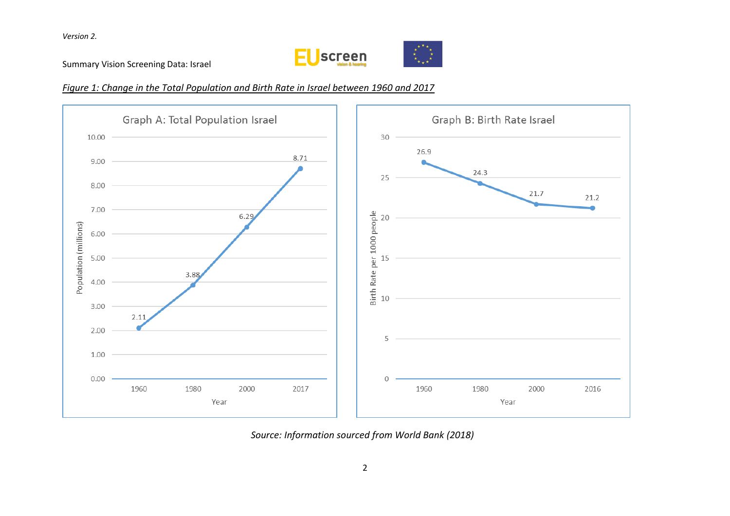Summary Vision Screening Data: Israel

*Figure 1: Change in the Total Population and Birth Rate in Israel between 1960 and 2017*

**Graph A: Total Population Israel**

| Year | Population (millions) |
|---|---|
| 1960 | 2.11 |
| 1980 | 3.88 |
| 2000 | 6.29 |
| 2017 | 8.71 |

**Graph B: Birth Rate Israel**

| Year | Birth Rate per 1000 people |
|---|---|
| 1960 | 26.9 |
| 1980 | 24.3 |
| 2000 | 21.7 |
| 2016 | 21.2 |

*Source: Information sourced from World Bank (2018)*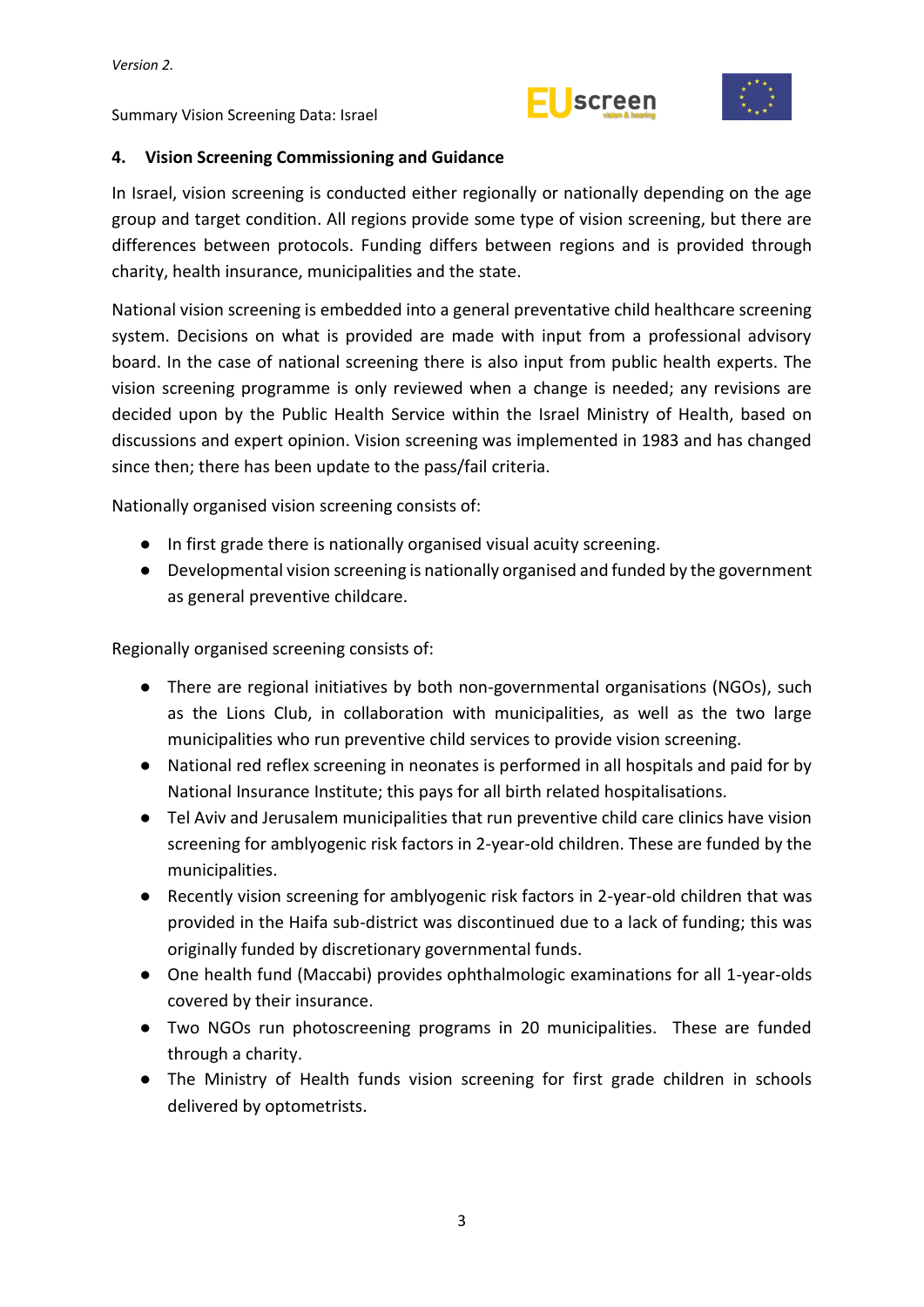## 4. Vision Screening Commissioning and Guidance

In Israel, vision screening is conducted either regionally or nationally depending on the age group and target condition. All regions provide some type of vision screening, but there are differences between protocols. Funding differs between regions and is provided through charity, health insurance, municipalities and the state.

National vision screening is embedded into a general preventative child healthcare screening system. Decisions on what is provided are made with input from a professional advisory board. In the case of national screening there is also input from public health experts. The vision screening programme is only reviewed when a change is needed; any revisions are decided upon by the Public Health Service within the Israel Ministry of Health, based on discussions and expert opinion. Vision screening was implemented in 1983 and has changed since then; there has been update to the pass/fail criteria.

Nationally organised vision screening consists of:

- In first grade there is nationally organised visual acuity screening.
- Developmental vision screening is nationally organised and funded by the government as general preventive childcare.

Regionally organised screening consists of:

- There are regional initiatives by both non-governmental organisations (NGOs), such as the Lions Club, in collaboration with municipalities, as well as the two large municipalities who run preventive child services to provide vision screening.
- National red reflex screening in neonates is performed in all hospitals and paid for by National Insurance Institute; this pays for all birth related hospitalisations.
- Tel Aviv and Jerusalem municipalities that run preventive child care clinics have vision screening for amblyogenic risk factors in 2-year-old children. These are funded by the municipalities.
- Recently vision screening for amblyogenic risk factors in 2-year-old children that was provided in the Haifa sub-district was discontinued due to a lack of funding; this was originally funded by discretionary governmental funds.
- One health fund (Maccabi) provides ophthalmologic examinations for all 1-year-olds covered by their insurance.
- Two NGOs run photoscreening programs in 20 municipalities. These are funded through a charity.
- The Ministry of Health funds vision screening for first grade children in schools delivered by optometrists.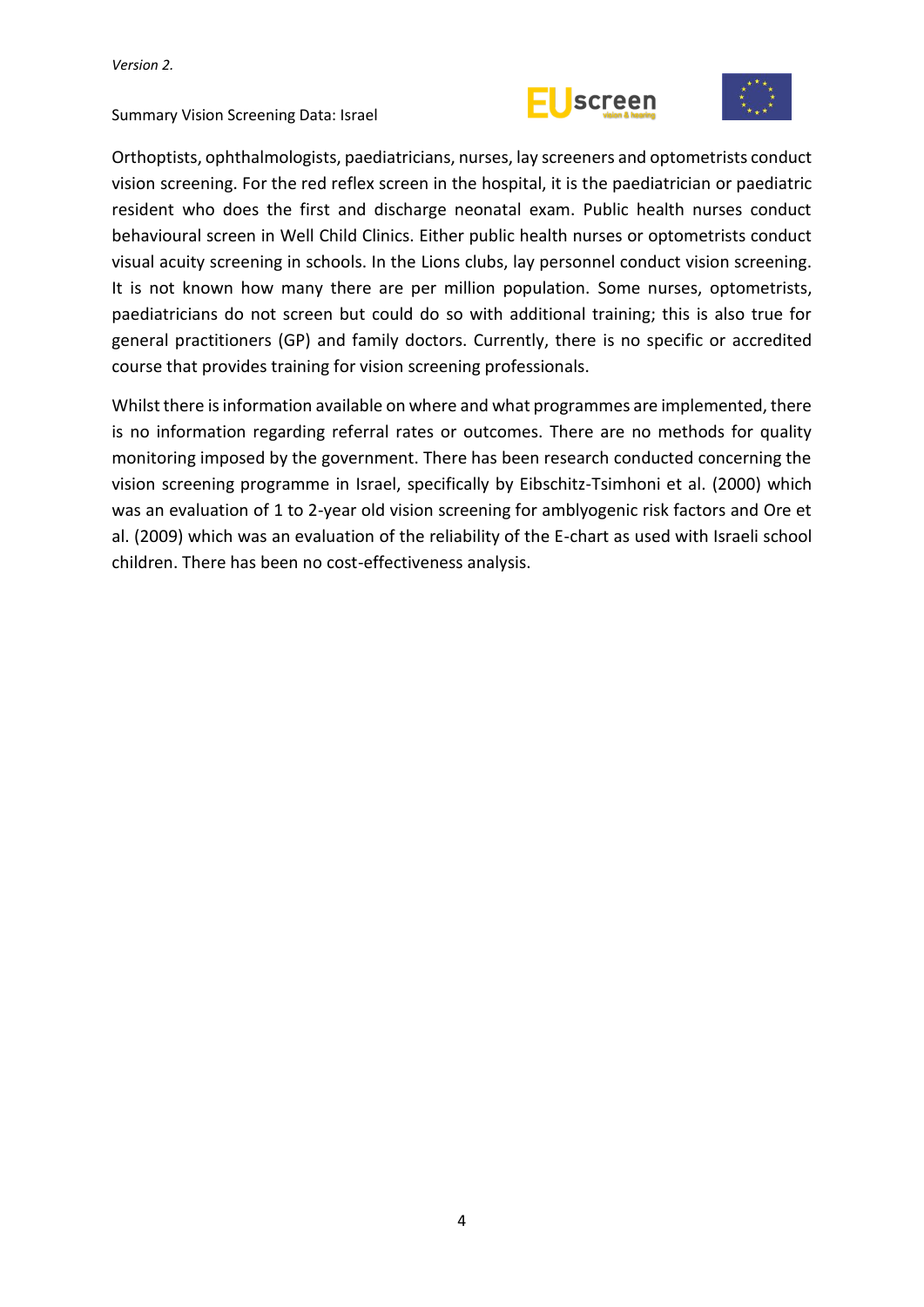Orthoptists, ophthalmologists, paediatricians, nurses, lay screeners and optometrists conduct vision screening. For the red reflex screen in the hospital, it is the paediatrician or paediatric resident who does the first and discharge neonatal exam. Public health nurses conduct behavioural screen in Well Child Clinics. Either public health nurses or optometrists conduct visual acuity screening in schools. In the Lions clubs, lay personnel conduct vision screening. It is not known how many there are per million population. Some nurses, optometrists, paediatricians do not screen but could do so with additional training; this is also true for general practitioners (GP) and family doctors. Currently, there is no specific or accredited course that provides training for vision screening professionals.

Whilst there is information available on where and what programmes are implemented, there is no information regarding referral rates or outcomes. There are no methods for quality monitoring imposed by the government. There has been research conducted concerning the vision screening programme in Israel, specifically by Eibschitz-Tsimhoni et al. (2000) which was an evaluation of 1 to 2-year old vision screening for amblyogenic risk factors and Ore et al. (2009) which was an evaluation of the reliability of the E-chart as used with Israeli school children. There has been no cost-effectiveness analysis.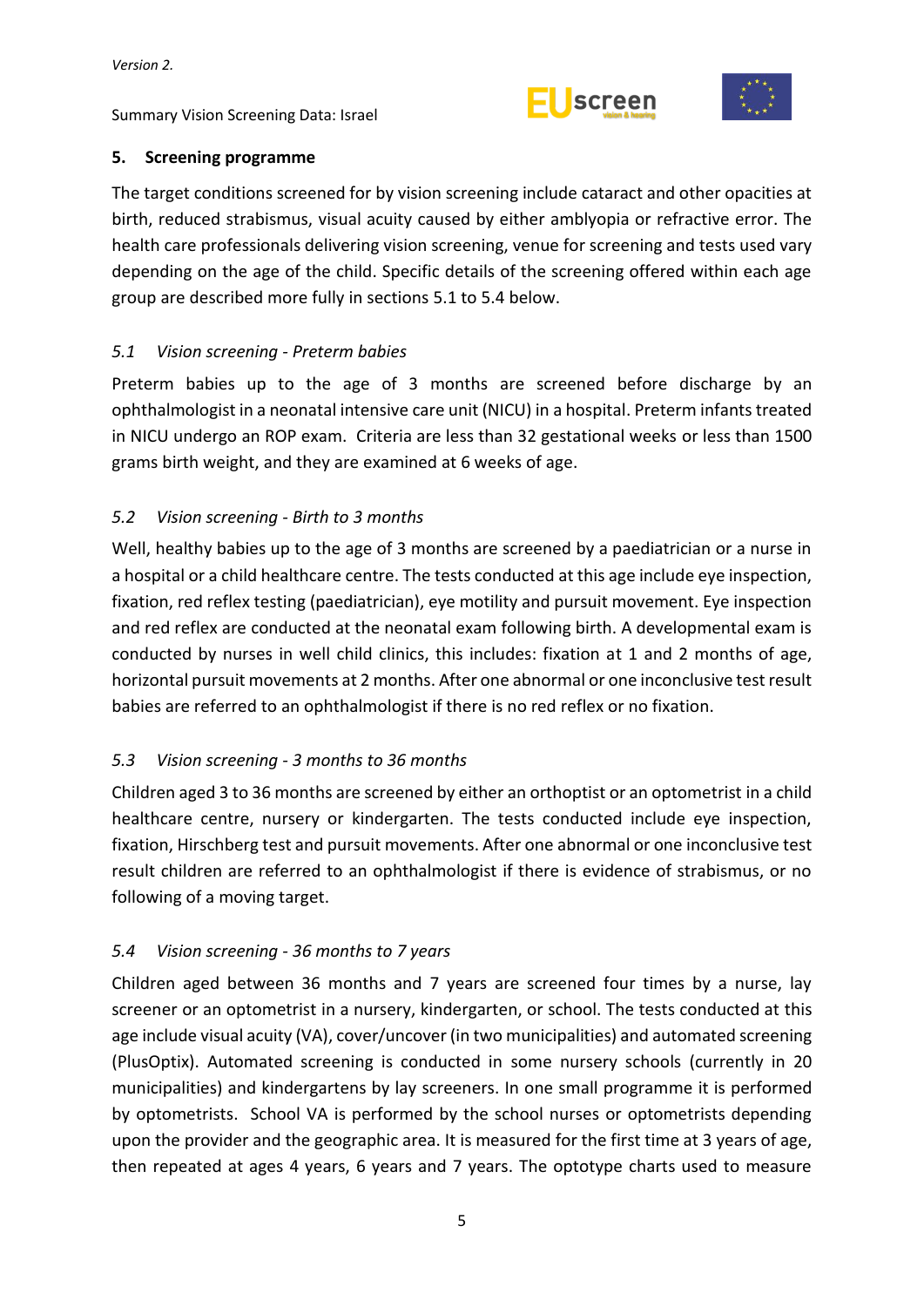## 5. Screening programme

The target conditions screened for by vision screening include cataract and other opacities at birth, reduced strabismus, visual acuity caused by either amblyopia or refractive error. The health care professionals delivering vision screening, venue for screening and tests used vary depending on the age of the child. Specific details of the screening offered within each age group are described more fully in sections 5.1 to 5.4 below.

### *5.1 Vision screening - Preterm babies*

Preterm babies up to the age of 3 months are screened before discharge by an ophthalmologist in a neonatal intensive care unit (NICU) in a hospital. Preterm infants treated in NICU undergo an ROP exam. Criteria are less than 32 gestational weeks or less than 1500 grams birth weight, and they are examined at 6 weeks of age.

### *5.2 Vision screening - Birth to 3 months*

Well, healthy babies up to the age of 3 months are screened by a paediatrician or a nurse in a hospital or a child healthcare centre. The tests conducted at this age include eye inspection, fixation, red reflex testing (paediatrician), eye motility and pursuit movement. Eye inspection and red reflex are conducted at the neonatal exam following birth. A developmental exam is conducted by nurses in well child clinics, this includes: fixation at 1 and 2 months of age, horizontal pursuit movements at 2 months. After one abnormal or one inconclusive test result babies are referred to an ophthalmologist if there is no red reflex or no fixation.

### *5.3 Vision screening - 3 months to 36 months*

Children aged 3 to 36 months are screened by either an orthoptist or an optometrist in a child healthcare centre, nursery or kindergarten. The tests conducted include eye inspection, fixation, Hirschberg test and pursuit movements. After one abnormal or one inconclusive test result children are referred to an ophthalmologist if there is evidence of strabismus, or no following of a moving target.

### *5.4 Vision screening - 36 months to 7 years*

Children aged between 36 months and 7 years are screened four times by a nurse, lay screener or an optometrist in a nursery, kindergarten, or school. The tests conducted at this age include visual acuity (VA), cover/uncover (in two municipalities) and automated screening (PlusOptix). Automated screening is conducted in some nursery schools (currently in 20 municipalities) and kindergartens by lay screeners. In one small programme it is performed by optometrists. School VA is performed by the school nurses or optometrists depending upon the provider and the geographic area. It is measured for the first time at 3 years of age, then repeated at ages 4 years, 6 years and 7 years. The optotype charts used to measure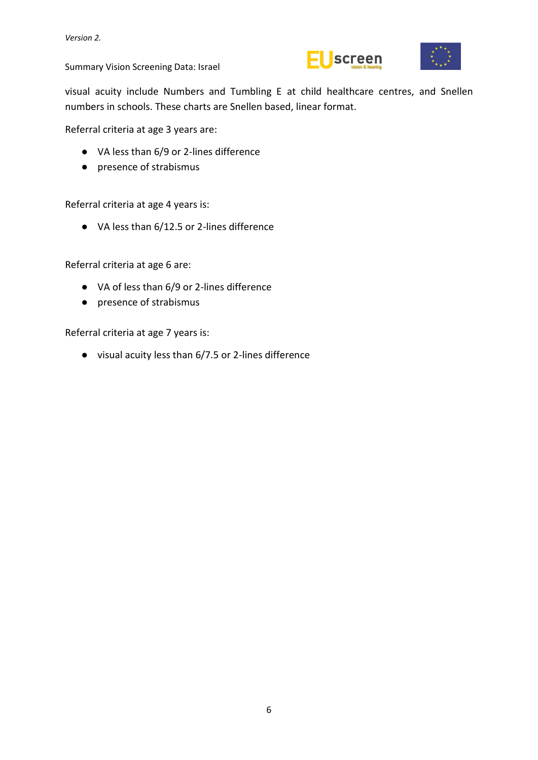visual acuity include Numbers and Tumbling E at child healthcare centres, and Snellen numbers in schools. These charts are Snellen based, linear format.

Referral criteria at age 3 years are:

- VA less than 6/9 or 2-lines difference
- presence of strabismus

Referral criteria at age 4 years is:

- VA less than 6/12.5 or 2-lines difference

Referral criteria at age 6 are:

- VA of less than 6/9 or 2-lines difference
- presence of strabismus

Referral criteria at age 7 years is:

- visual acuity less than 6/7.5 or 2-lines difference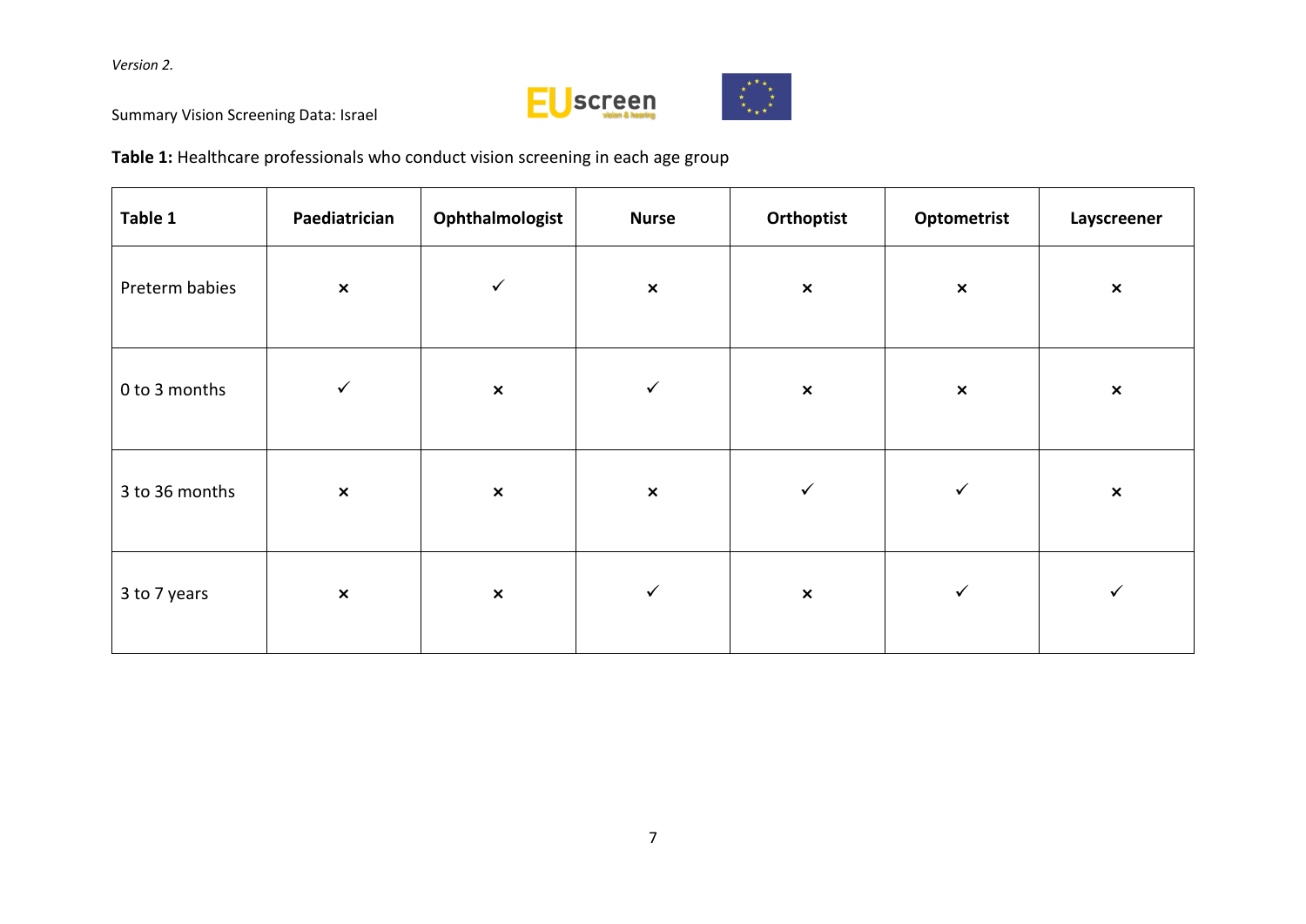*Version 2.*

Summary Vision Screening Data: Israel

**Table 1:** Healthcare professionals who conduct vision screening in each age group

| Table 1 | Paediatrician | Ophthalmologist | Nurse | Orthoptist | Optometrist | Layscreener |
|---|---|---|---|---|---|---|
| Preterm babies | × | ✓ | × | × | × | × |
| 0 to 3 months | ✓ | × | ✓ | × | × | × |
| 3 to 36 months | × | × | × | ✓ | ✓ | × |
| 3 to 7 years | × | × | ✓ | × | ✓ | ✓ |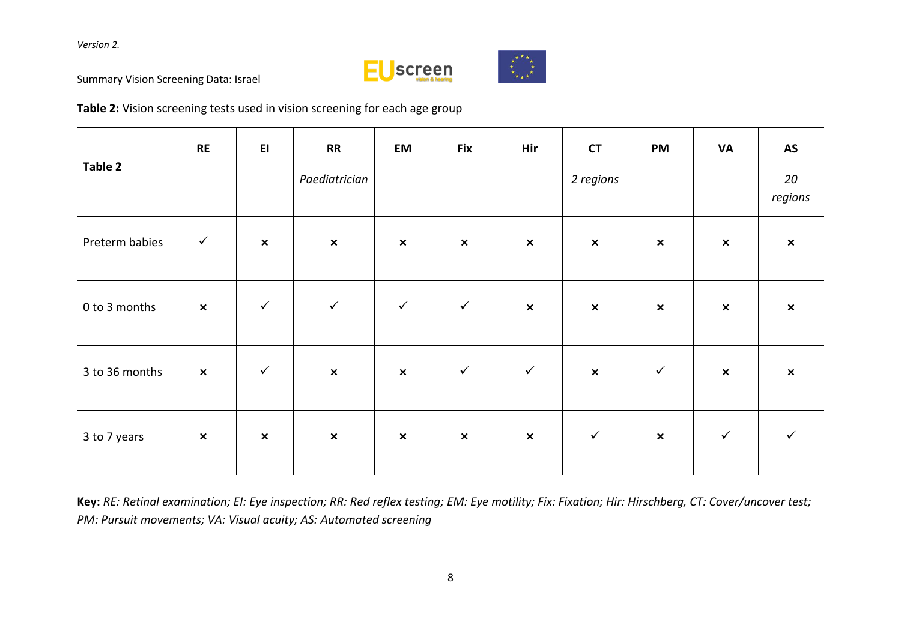**Table 2:** Vision screening tests used in vision screening for each age group

| Table 2 | RE | EI | RR *Paediatrician* | EM | Fix | Hir | CT *2 regions* | PM | VA | AS *20 regions* |
|---|---|---|---|---|---|---|---|---|---|---|
| Preterm babies | ✓ | × | × | × | × | × | × | × | × | × |
| 0 to 3 months | × | ✓ | ✓ | ✓ | ✓ | × | × | × | × | × |
| 3 to 36 months | × | ✓ | × | × | ✓ | ✓ | × | ✓ | × | × |
| 3 to 7 years | × | × | × | × | × | × | ✓ | × | ✓ | ✓ |

**Key:** *RE: Retinal examination; EI: Eye inspection; RR: Red reflex testing; EM: Eye motility; Fix: Fixation; Hir: Hirschberg, CT: Cover/uncover test; PM: Pursuit movements; VA: Visual acuity; AS: Automated screening*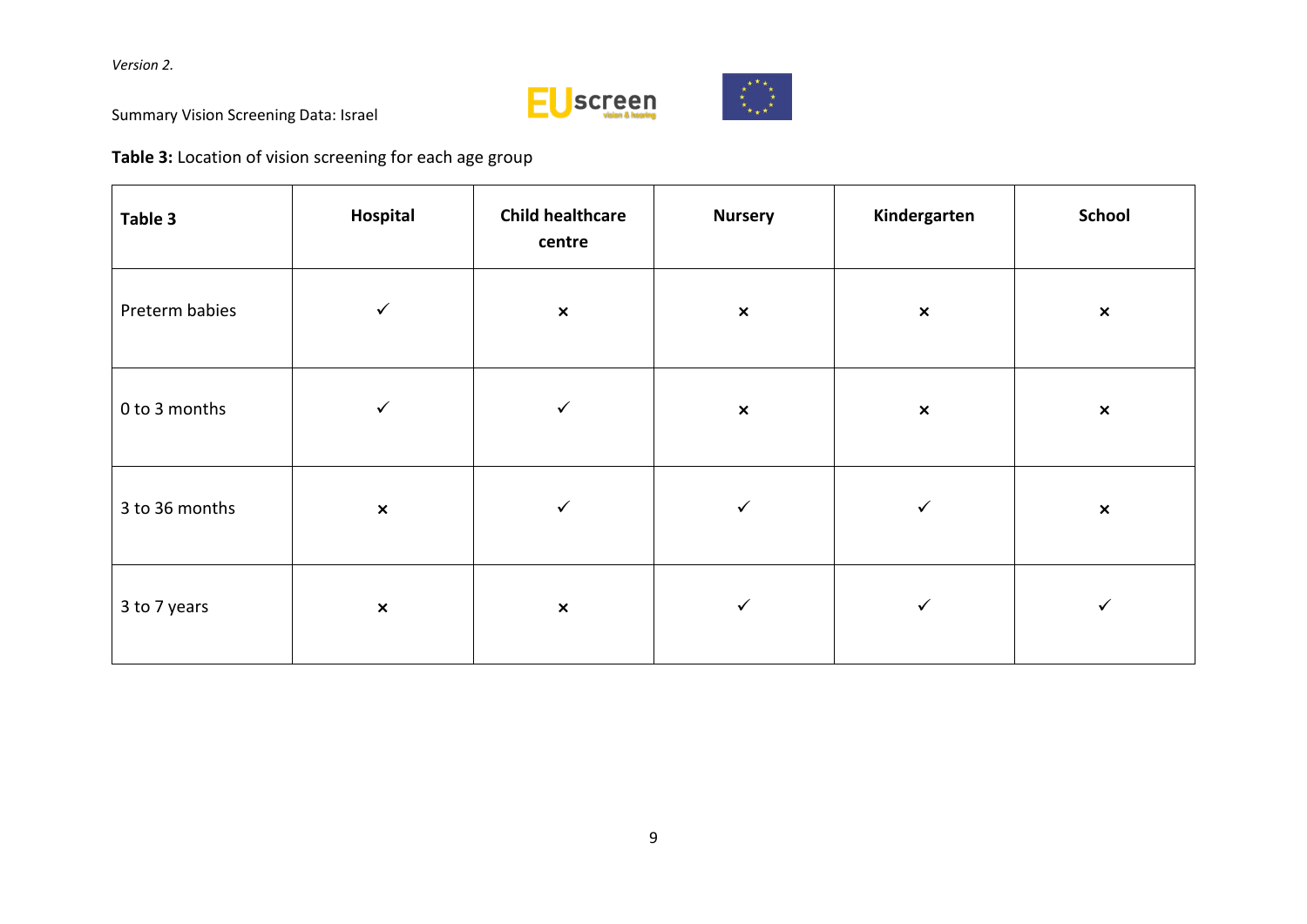**Table 3:** Location of vision screening for each age group

| Table 3 | Hospital | Child healthcare centre | Nursery | Kindergarten | School |
|---|---|---|---|---|---|
| Preterm babies | ✓ | × | × | × | × |
| 0 to 3 months | ✓ | ✓ | × | × | × |
| 3 to 36 months | × | ✓ | ✓ | ✓ | × |
| 3 to 7 years | × | × | ✓ | ✓ | ✓ |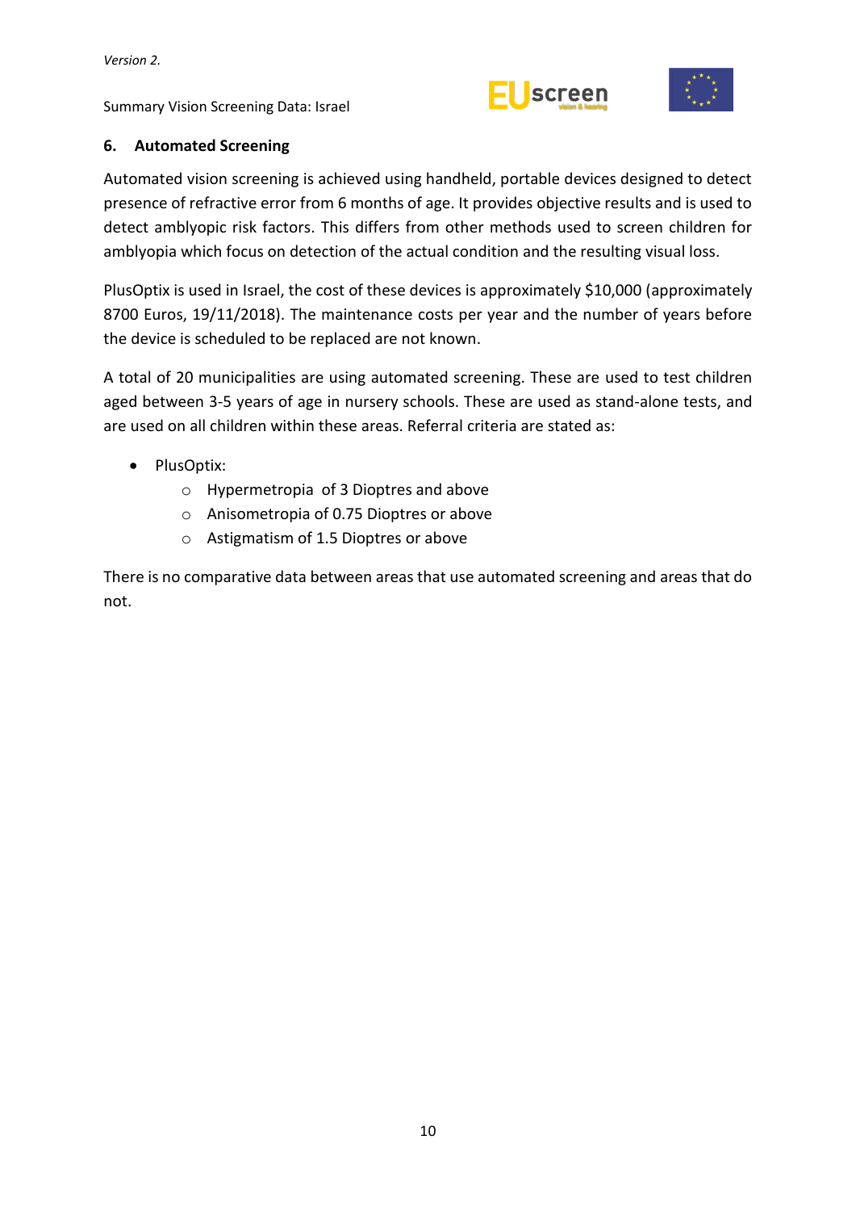## 6. Automated Screening

Automated vision screening is achieved using handheld, portable devices designed to detect presence of refractive error from 6 months of age. It provides objective results and is used to detect amblyopic risk factors. This differs from other methods used to screen children for amblyopia which focus on detection of the actual condition and the resulting visual loss.

PlusOptix is used in Israel, the cost of these devices is approximately $10,000 (approximately 8700 Euros, 19/11/2018). The maintenance costs per year and the number of years before the device is scheduled to be replaced are not known.

A total of 20 municipalities are using automated screening. These are used to test children aged between 3-5 years of age in nursery schools. These are used as stand-alone tests, and are used on all children within these areas. Referral criteria are stated as:

- PlusOptix:
  - Hypermetropia of 3 Dioptres and above
  - Anisometropia of 0.75 Dioptres or above
  - Astigmatism of 1.5 Dioptres or above

There is no comparative data between areas that use automated screening and areas that do not.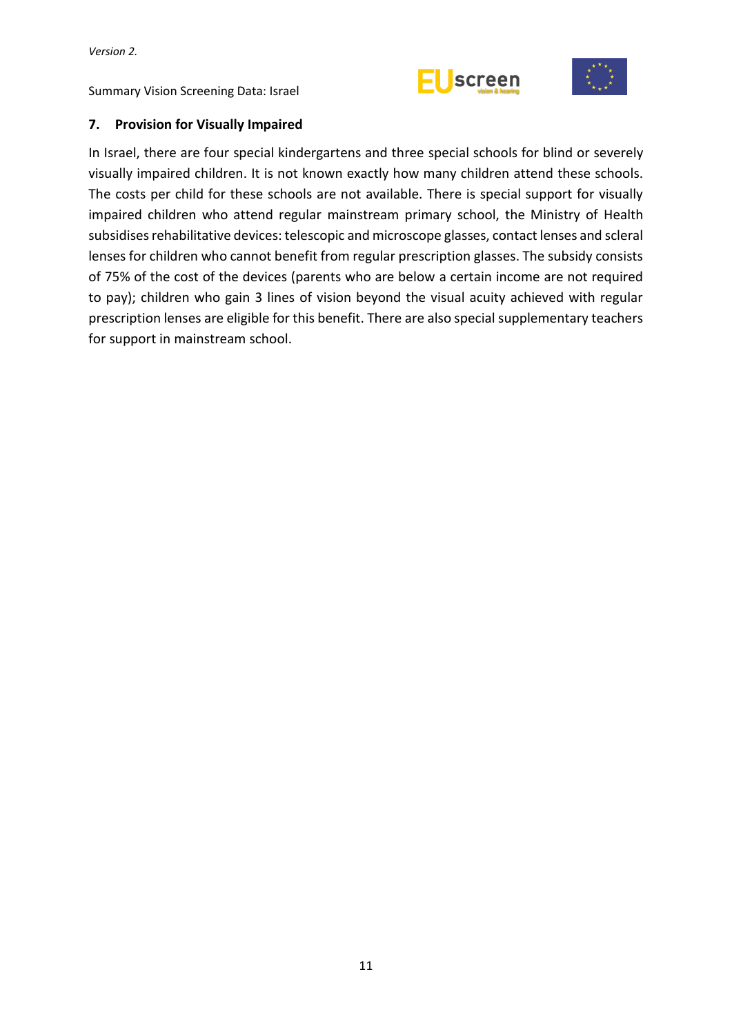## 7. Provision for Visually Impaired

In Israel, there are four special kindergartens and three special schools for blind or severely visually impaired children. It is not known exactly how many children attend these schools. The costs per child for these schools are not available. There is special support for visually impaired children who attend regular mainstream primary school, the Ministry of Health subsidises rehabilitative devices: telescopic and microscope glasses, contact lenses and scleral lenses for children who cannot benefit from regular prescription glasses. The subsidy consists of 75% of the cost of the devices (parents who are below a certain income are not required to pay); children who gain 3 lines of vision beyond the visual acuity achieved with regular prescription lenses are eligible for this benefit. There are also special supplementary teachers for support in mainstream school.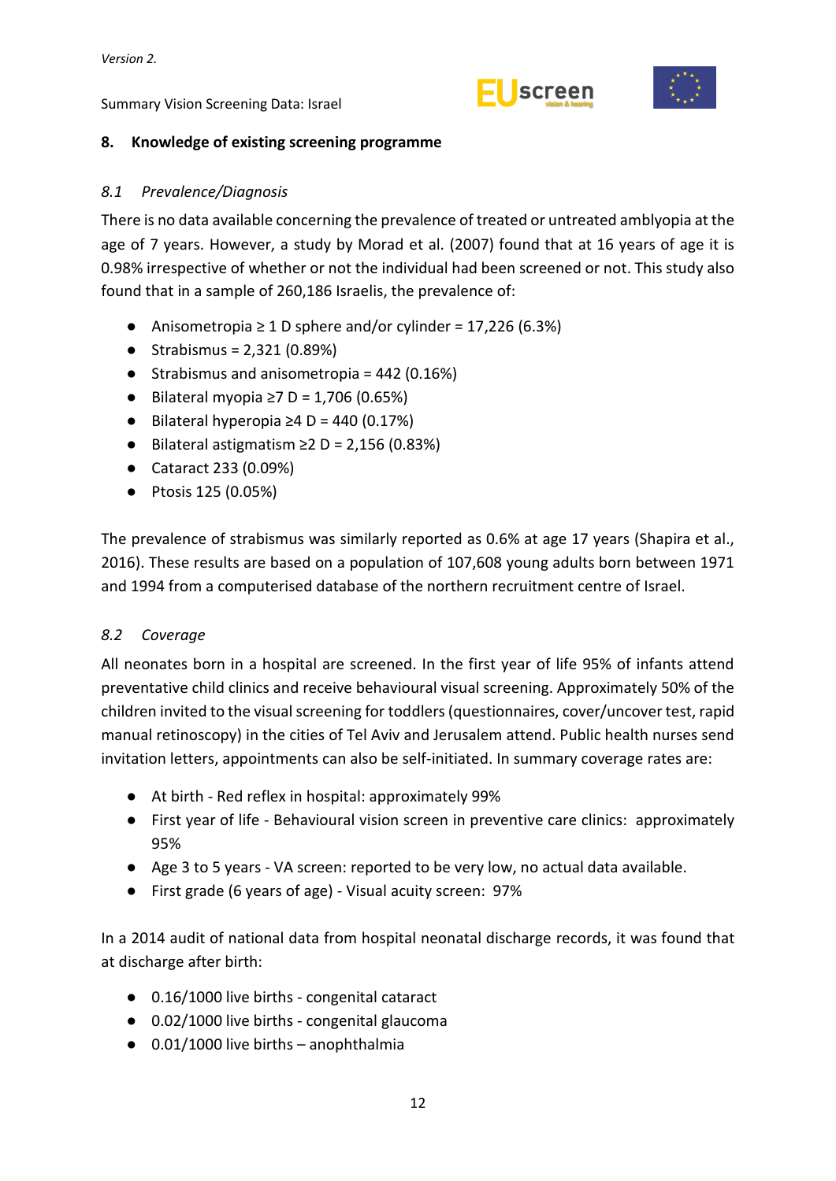## 8. Knowledge of existing screening programme

### *8.1 Prevalence/Diagnosis*

There is no data available concerning the prevalence of treated or untreated amblyopia at the age of 7 years. However, a study by Morad et al. (2007) found that at 16 years of age it is 0.98% irrespective of whether or not the individual had been screened or not. This study also found that in a sample of 260,186 Israelis, the prevalence of:

- Anisometropia ≥ 1 D sphere and/or cylinder = 17,226 (6.3%)
- Strabismus = 2,321 (0.89%)
- Strabismus and anisometropia = 442 (0.16%)
- Bilateral myopia ≥7 D = 1,706 (0.65%)
- Bilateral hyperopia ≥4 D = 440 (0.17%)
- Bilateral astigmatism ≥2 D = 2,156 (0.83%)
- Cataract 233 (0.09%)
- Ptosis 125 (0.05%)

The prevalence of strabismus was similarly reported as 0.6% at age 17 years (Shapira et al., 2016). These results are based on a population of 107,608 young adults born between 1971 and 1994 from a computerised database of the northern recruitment centre of Israel.

### *8.2 Coverage*

All neonates born in a hospital are screened. In the first year of life 95% of infants attend preventative child clinics and receive behavioural visual screening. Approximately 50% of the children invited to the visual screening for toddlers (questionnaires, cover/uncover test, rapid manual retinoscopy) in the cities of Tel Aviv and Jerusalem attend. Public health nurses send invitation letters, appointments can also be self-initiated. In summary coverage rates are:

- At birth - Red reflex in hospital: approximately 99%
- First year of life - Behavioural vision screen in preventive care clinics: approximately 95%
- Age 3 to 5 years - VA screen: reported to be very low, no actual data available.
- First grade (6 years of age) - Visual acuity screen: 97%

In a 2014 audit of national data from hospital neonatal discharge records, it was found that at discharge after birth:

- 0.16/1000 live births - congenital cataract
- 0.02/1000 live births - congenital glaucoma
- 0.01/1000 live births – anophthalmia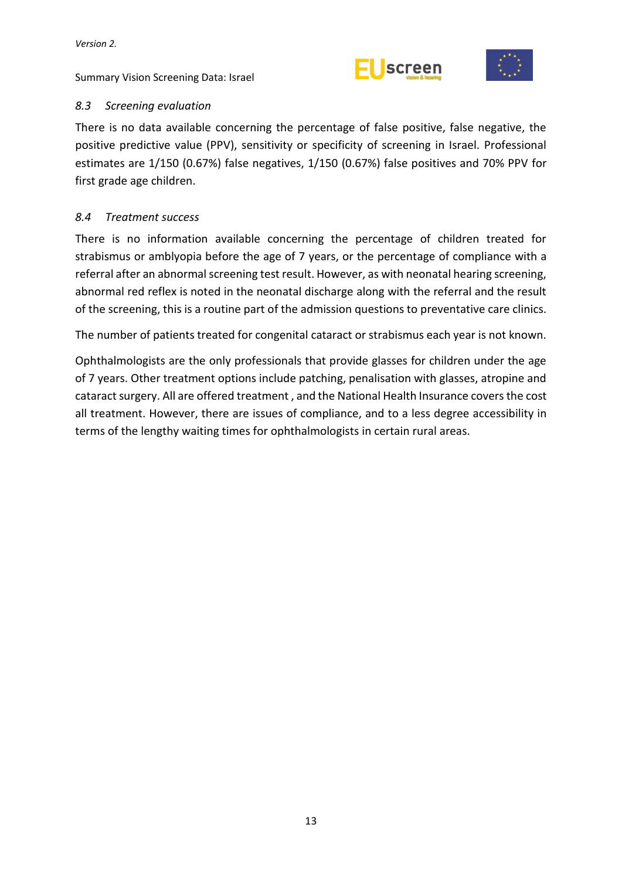### *8.3 Screening evaluation*

There is no data available concerning the percentage of false positive, false negative, the positive predictive value (PPV), sensitivity or specificity of screening in Israel. Professional estimates are 1/150 (0.67%) false negatives, 1/150 (0.67%) false positives and 70% PPV for first grade age children.

### *8.4 Treatment success*

There is no information available concerning the percentage of children treated for strabismus or amblyopia before the age of 7 years, or the percentage of compliance with a referral after an abnormal screening test result. However, as with neonatal hearing screening, abnormal red reflex is noted in the neonatal discharge along with the referral and the result of the screening, this is a routine part of the admission questions to preventative care clinics.

The number of patients treated for congenital cataract or strabismus each year is not known.

Ophthalmologists are the only professionals that provide glasses for children under the age of 7 years. Other treatment options include patching, penalisation with glasses, atropine and cataract surgery. All are offered treatment , and the National Health Insurance covers the cost all treatment. However, there are issues of compliance, and to a less degree accessibility in terms of the lengthy waiting times for ophthalmologists in certain rural areas.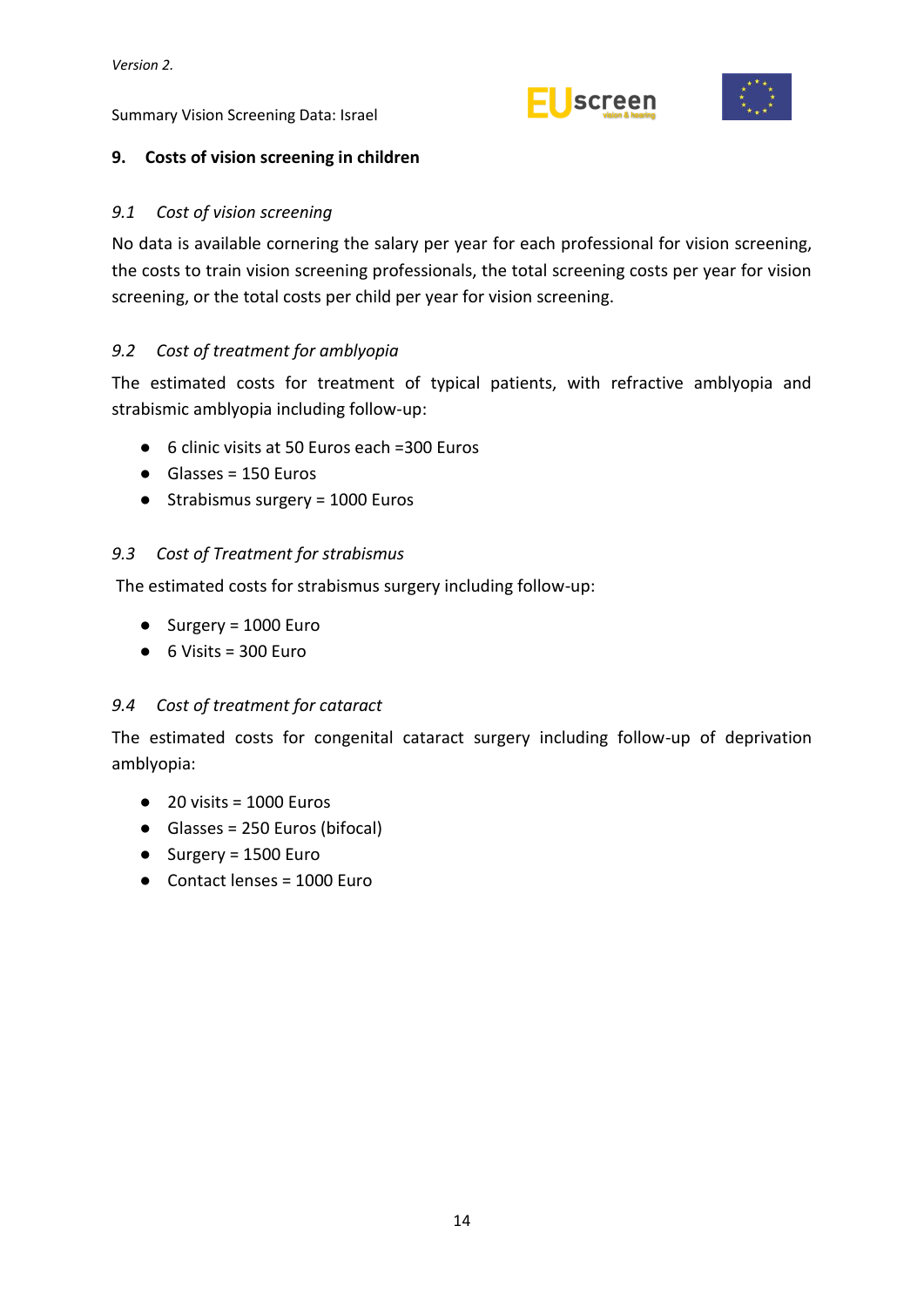## 9. Costs of vision screening in children

### *9.1 Cost of vision screening*

No data is available cornering the salary per year for each professional for vision screening, the costs to train vision screening professionals, the total screening costs per year for vision screening, or the total costs per child per year for vision screening.

### *9.2 Cost of treatment for amblyopia*

The estimated costs for treatment of typical patients, with refractive amblyopia and strabismic amblyopia including follow-up:

- 6 clinic visits at 50 Euros each =300 Euros
- Glasses = 150 Euros
- Strabismus surgery = 1000 Euros

### *9.3 Cost of Treatment for strabismus*

The estimated costs for strabismus surgery including follow-up:

- Surgery = 1000 Euro
- 6 Visits = 300 Euro

### *9.4 Cost of treatment for cataract*

The estimated costs for congenital cataract surgery including follow-up of deprivation amblyopia:

- 20 visits = 1000 Euros
- Glasses = 250 Euros (bifocal)
- Surgery = 1500 Euro
- Contact lenses = 1000 Euro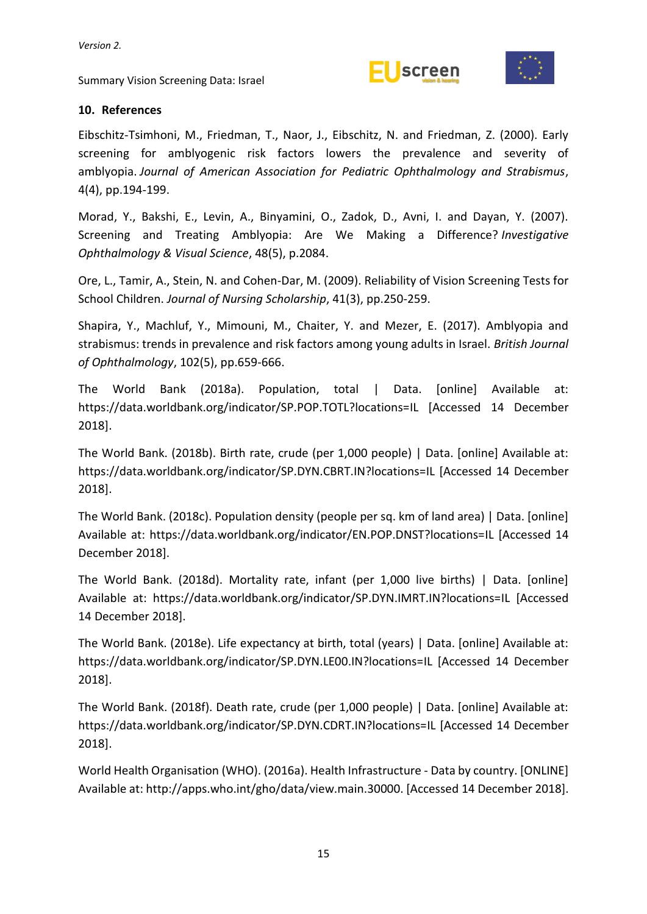## 10. References

Eibschitz-Tsimhoni, M., Friedman, T., Naor, J., Eibschitz, N. and Friedman, Z. (2000). Early screening for amblyogenic risk factors lowers the prevalence and severity of amblyopia. *Journal of American Association for Pediatric Ophthalmology and Strabismus*, 4(4), pp.194-199.

Morad, Y., Bakshi, E., Levin, A., Binyamini, O., Zadok, D., Avni, I. and Dayan, Y. (2007). Screening and Treating Amblyopia: Are We Making a Difference? *Investigative Ophthalmology & Visual Science*, 48(5), p.2084.

Ore, L., Tamir, A., Stein, N. and Cohen-Dar, M. (2009). Reliability of Vision Screening Tests for School Children. *Journal of Nursing Scholarship*, 41(3), pp.250-259.

Shapira, Y., Machluf, Y., Mimouni, M., Chaiter, Y. and Mezer, E. (2017). Amblyopia and strabismus: trends in prevalence and risk factors among young adults in Israel. *British Journal of Ophthalmology*, 102(5), pp.659-666.

The World Bank (2018a). Population, total | Data. [online] Available at: https://data.worldbank.org/indicator/SP.POP.TOTL?locations=IL [Accessed 14 December 2018].

The World Bank. (2018b). Birth rate, crude (per 1,000 people) | Data. [online] Available at: https://data.worldbank.org/indicator/SP.DYN.CBRT.IN?locations=IL [Accessed 14 December 2018].

The World Bank. (2018c). Population density (people per sq. km of land area) | Data. [online] Available at: https://data.worldbank.org/indicator/EN.POP.DNST?locations=IL [Accessed 14 December 2018].

The World Bank. (2018d). Mortality rate, infant (per 1,000 live births) | Data. [online] Available at: https://data.worldbank.org/indicator/SP.DYN.IMRT.IN?locations=IL [Accessed 14 December 2018].

The World Bank. (2018e). Life expectancy at birth, total (years) | Data. [online] Available at: https://data.worldbank.org/indicator/SP.DYN.LE00.IN?locations=IL [Accessed 14 December 2018].

The World Bank. (2018f). Death rate, crude (per 1,000 people) | Data. [online] Available at: https://data.worldbank.org/indicator/SP.DYN.CDRT.IN?locations=IL [Accessed 14 December 2018].

World Health Organisation (WHO). (2016a). Health Infrastructure - Data by country. [ONLINE] Available at: http://apps.who.int/gho/data/view.main.30000. [Accessed 14 December 2018].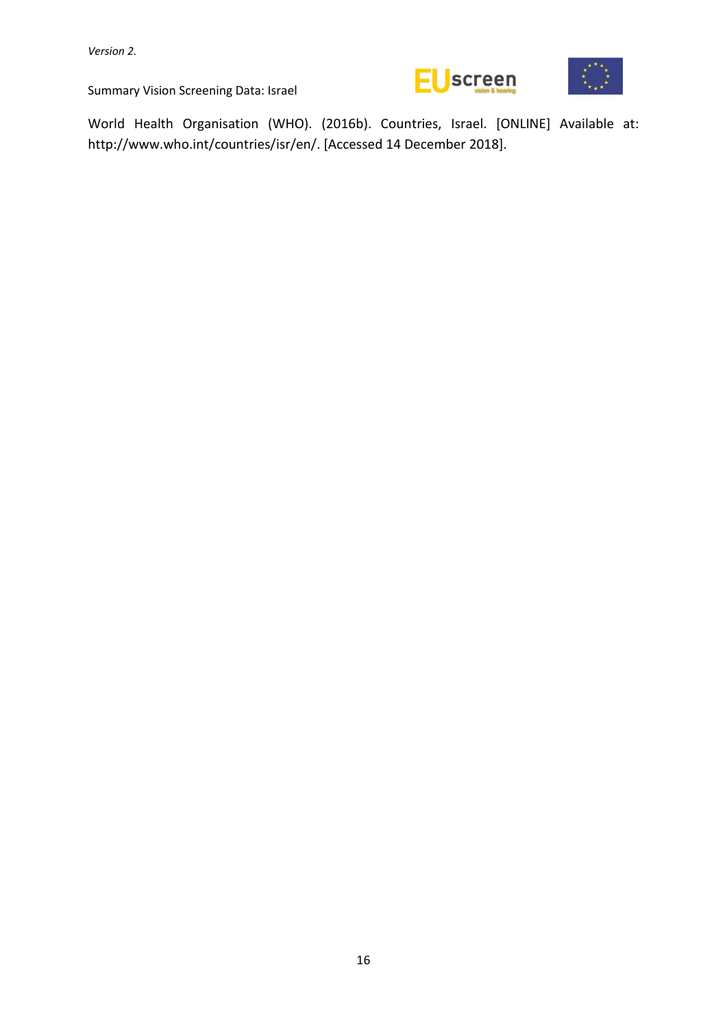World Health Organisation (WHO). (2016b). Countries, Israel. [ONLINE] Available at: http://www.who.int/countries/isr/en/. [Accessed 14 December 2018].